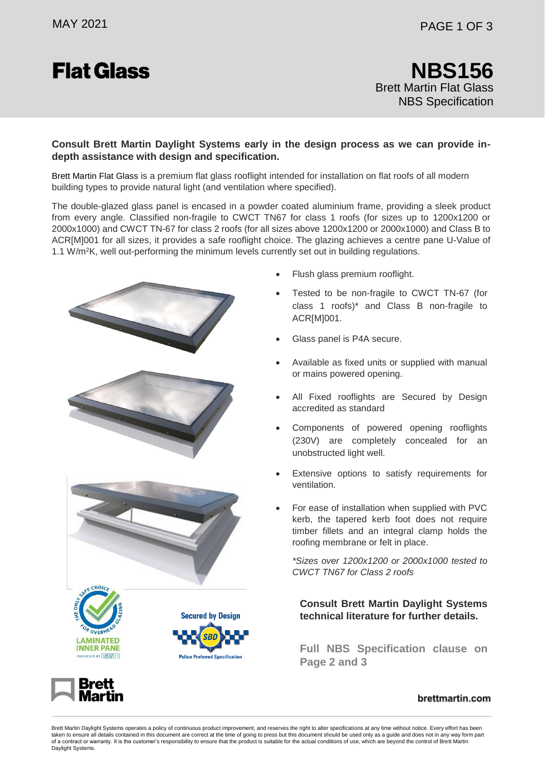# Flat Glass

## NBS156

Brett Martin Flat Glass
NBS Specification

**Consult Brett Martin Daylight Systems early in the design process as we can provide in-depth assistance with design and specification.**

Brett Martin Flat Glass is a premium flat glass rooflight intended for installation on flat roofs of all modern building types to provide natural light (and ventilation where specified).

The double-glazed glass panel is encased in a powder coated aluminium frame, providing a sleek product from every angle. Classified non-fragile to CWCT TN67 for class 1 roofs (for sizes up to 1200x1200 or 2000x1000) and CWCT TN-67 for class 2 roofs (for all sizes above 1200x1200 or 2000x1000) and Class B to ACR[M]001 for all sizes, it provides a safe rooflight choice. The glazing achieves a centre pane U-Value of 1.1 W/m$^2$K, well out-performing the minimum levels currently set out in building regulations.

- Flush glass premium rooflight.
- Tested to be non-fragile to CWCT TN-67 (for class 1 roofs)* and Class B non-fragile to ACR[M]001.
- Glass panel is P4A secure.
- Available as fixed units or supplied with manual or mains powered opening.
- All Fixed rooflights are Secured by Design accredited as standard
- Components of powered opening rooflights (230V) are completely concealed for an unobstructed light well.
- Extensive options to satisfy requirements for ventilation.
- For ease of installation when supplied with PVC kerb, the tapered kerb foot does not require timber fillets and an integral clamp holds the roofing membrane or felt in place.

*\*Sizes over 1200x1200 or 2000x1000 tested to CWCT TN67 for Class 2 roofs*

**Consult Brett Martin Daylight Systems technical literature for further details.**

**Full NBS Specification clause on Page 2 and 3**

brettmartin.com

Brett Martin Daylight Systems operates a policy of continuous product improvement, and reserves the right to alter specifications at any time without notice. Every effort has been taken to ensure all details contained in this document are correct at the time of going to press but this document should be used only as a guide and does not in any way form part of a contract or warranty. It is the customer's responsibility to ensure that the product is suitable for the actual conditions of use, which are beyond the control of Brett Martin Daylight Systems.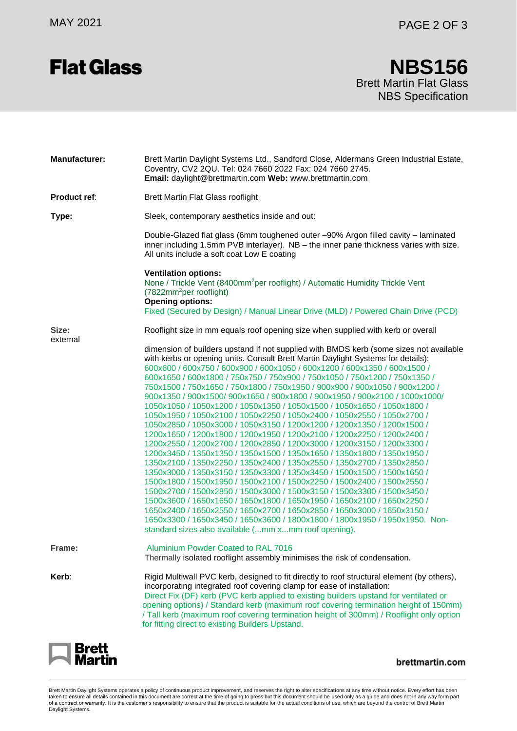# Flat Glass

# NBS156

Brett Martin Flat Glass
NBS Specification

**Manufacturer:** Brett Martin Daylight Systems Ltd., Sandford Close, Aldermans Green Industrial Estate, Coventry, CV2 2QU. Tel: 024 7660 2022 Fax: 024 7660 2745.
**Email:** daylight@brettmartin.com **Web:** www.brettmartin.com

**Product ref**: Brett Martin Flat Glass rooflight

**Type:** Sleek, contemporary aesthetics inside and out:

Double-Glazed flat glass (6mm toughened outer –90% Argon filled cavity – laminated inner including 1.5mm PVB interlayer). NB – the inner pane thickness varies with size. All units include a soft coat Low E coating

**Ventilation options:**
None / Trickle Vent (8400mm$^2$per rooflight) / Automatic Humidity Trickle Vent (7822mm$^2$per rooflight)
**Opening options:**
Fixed (Secured by Design) / Manual Linear Drive (MLD) / Powered Chain Drive (PCD)

**Size:** external

Rooflight size in mm equals roof opening size when supplied with kerb or overall

dimension of builders upstand if not supplied with BMDS kerb (some sizes not available with kerbs or opening units. Consult Brett Martin Daylight Systems for details):
600x600 / 600x750 / 600x900 / 600x1050 / 600x1200 / 600x1350 / 600x1500 / 600x1650 / 600x1800 / 750x750 / 750x900 / 750x1050 / 750x1200 / 750x1350 / 750x1500 / 750x1650 / 750x1800 / 750x1950 / 900x900 / 900x1050 / 900x1200 / 900x1350 / 900x1500/ 900x1650 / 900x1800 / 900x1950 / 900x2100 / 1000x1000/ 1050x1050 / 1050x1200 / 1050x1350 / 1050x1500 / 1050x1650 / 1050x1800 / 1050x1950 / 1050x2100 / 1050x2250 / 1050x2400 / 1050x2550 / 1050x2700 / 1050x2850 / 1050x3000 / 1050x3150 / 1200x1200 / 1200x1350 / 1200x1500 / 1200x1650 / 1200x1800 / 1200x1950 / 1200x2100 / 1200x2250 / 1200x2400 / 1200x2550 / 1200x2700 / 1200x2850 / 1200x3000 / 1200x3150 / 1200x3300 / 1200x3450 / 1350x1350 / 1350x1500 / 1350x1650 / 1350x1800 / 1350x1950 / 1350x2100 / 1350x2250 / 1350x2400 / 1350x2550 / 1350x2700 / 1350x2850 / 1350x3000 / 1350x3150 / 1350x3300 / 1350x3450 / 1500x1500 / 1500x1650 / 1500x1800 / 1500x1950 / 1500x2100 / 1500x2250 / 1500x2400 / 1500x2550 / 1500x2700 / 1500x2850 / 1500x3000 / 1500x3150 / 1500x3300 / 1500x3450 / 1500x3600 / 1650x1650 / 1650x1800 / 1650x1950 / 1650x2100 / 1650x2250 / 1650x2400 / 1650x2550 / 1650x2700 / 1650x2850 / 1650x3000 / 1650x3150 / 1650x3300 / 1650x3450 / 1650x3600 / 1800x1800 / 1800x1950 / 1950x1950. Non-standard sizes also available (...mm x...mm roof opening).

**Frame:** Aluminium Powder Coated to RAL 7016
Thermally isolated rooflight assembly minimises the risk of condensation.

**Kerb**: Rigid Multiwall PVC kerb, designed to fit directly to roof structural element (by others), incorporating integrated roof covering clamp for ease of installation:
Direct Fix (DF) kerb (PVC kerb applied to existing builders upstand for ventilated or opening options) / Standard kerb (maximum roof covering termination height of 150mm) / Tall kerb (maximum roof covering termination height of 300mm) / Rooflight only option for fitting direct to existing Builders Upstand.

Brett Martin

brettmartin.com

Brett Martin Daylight Systems operates a policy of continuous product improvement, and reserves the right to alter specifications at any time without notice. Every effort has been taken to ensure all details contained in this document are correct at the time of going to press but this document should be used only as a guide and does not in any way form part of a contract or warranty. It is the customer's responsibility to ensure that the product is suitable for the actual conditions of use, which are beyond the control of Brett Martin Daylight Systems.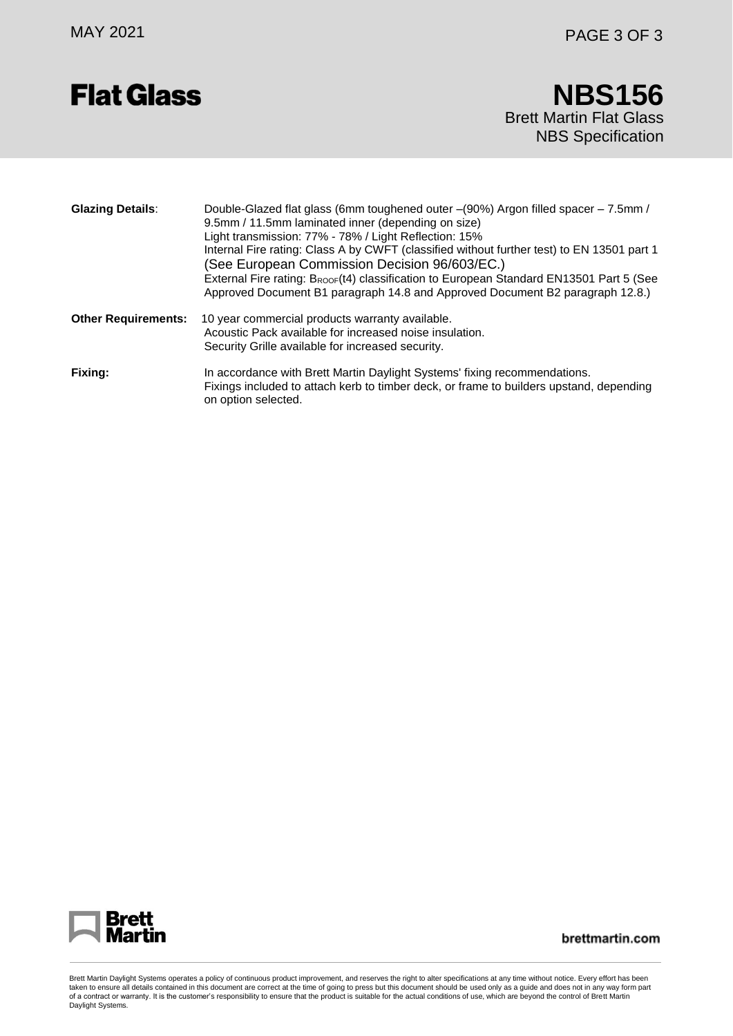# Flat Glass

## NBS156

Brett Martin Flat Glass
NBS Specification

| | |
|---|---|
| **Glazing Details**: | Double-Glazed flat glass (6mm toughened outer –(90%) Argon filled spacer – 7.5mm / 9.5mm / 11.5mm laminated inner (depending on size)<br>Light transmission: 77% - 78% / Light Reflection: 15%<br>Internal Fire rating: Class A by CWFT (classified without further test) to EN 13501 part 1 (See European Commission Decision 96/603/EC.)<br>External Fire rating: $B_{ROOF}$(t4) classification to European Standard EN13501 Part 5 (See Approved Document B1 paragraph 14.8 and Approved Document B2 paragraph 12.8.) |
| **Other Requirements:** | 10 year commercial products warranty available.<br>Acoustic Pack available for increased noise insulation.<br>Security Grille available for increased security. |
| **Fixing:** | In accordance with Brett Martin Daylight Systems' fixing recommendations.<br>Fixings included to attach kerb to timber deck, or frame to builders upstand, depending on option selected. |

Brett Martin

brettmartin.com

Brett Martin Daylight Systems operates a policy of continuous product improvement, and reserves the right to alter specifications at any time without notice. Every effort has been taken to ensure all details contained in this document are correct at the time of going to press but this document should be used only as a guide and does not in any way form part of a contract or warranty. It is the customer's responsibility to ensure that the product is suitable for the actual conditions of use, which are beyond the control of Brett Martin Daylight Systems.